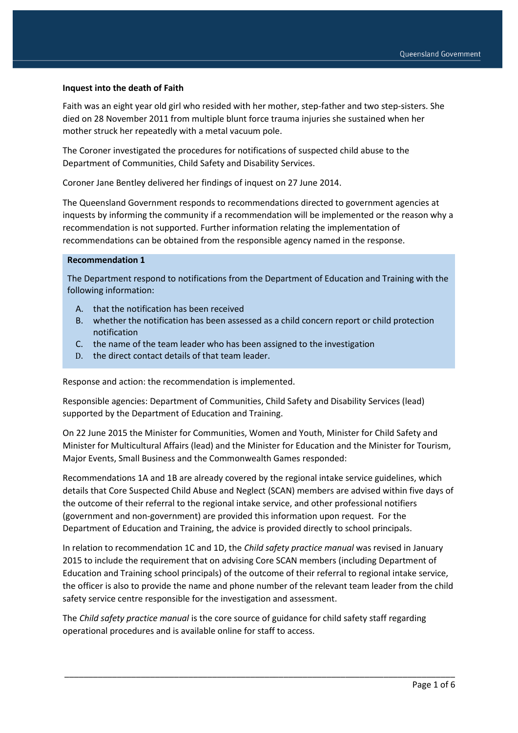**Inquest into the death of Faith**

Faith was an eight year old girl who resided with her mother, step-father and two step-sisters. She died on 28 November 2011 from multiple blunt force trauma injuries she sustained when her mother struck her repeatedly with a metal vacuum pole.

The Coroner investigated the procedures for notifications of suspected child abuse to the Department of Communities, Child Safety and Disability Services.

Coroner Jane Bentley delivered her findings of inquest on 27 June 2014.

The Queensland Government responds to recommendations directed to government agencies at inquests by informing the community if a recommendation will be implemented or the reason why a recommendation is not supported. Further information relating the implementation of recommendations can be obtained from the responsible agency named in the response.

**Recommendation 1**

The Department respond to notifications from the Department of Education and Training with the following information:

A. that the notification has been received
B. whether the notification has been assessed as a child concern report or child protection notification
C. the name of the team leader who has been assigned to the investigation
D. the direct contact details of that team leader.

Response and action: the recommendation is implemented.

Responsible agencies: Department of Communities, Child Safety and Disability Services (lead) supported by the Department of Education and Training.

On 22 June 2015 the Minister for Communities, Women and Youth, Minister for Child Safety and Minister for Multicultural Affairs (lead) and the Minister for Education and the Minister for Tourism, Major Events, Small Business and the Commonwealth Games responded:

Recommendations 1A and 1B are already covered by the regional intake service guidelines, which details that Core Suspected Child Abuse and Neglect (SCAN) members are advised within five days of the outcome of their referral to the regional intake service, and other professional notifiers (government and non-government) are provided this information upon request. For the Department of Education and Training, the advice is provided directly to school principals.

In relation to recommendation 1C and 1D, the *Child safety practice manual* was revised in January 2015 to include the requirement that on advising Core SCAN members (including Department of Education and Training school principals) of the outcome of their referral to regional intake service, the officer is also to provide the name and phone number of the relevant team leader from the child safety service centre responsible for the investigation and assessment.

The *Child safety practice manual* is the core source of guidance for child safety staff regarding operational procedures and is available online for staff to access.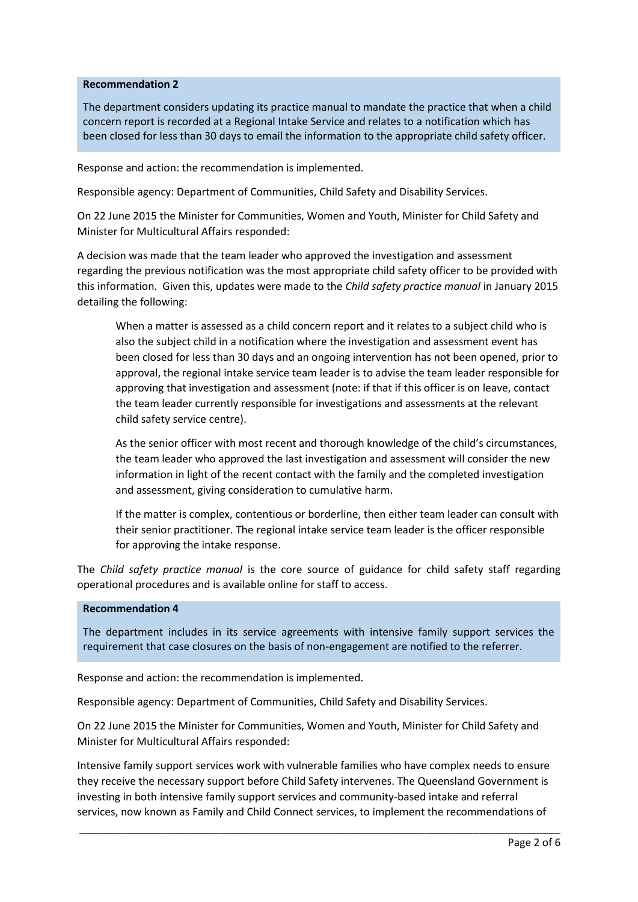**Recommendation 2**

The department considers updating its practice manual to mandate the practice that when a child concern report is recorded at a Regional Intake Service and relates to a notification which has been closed for less than 30 days to email the information to the appropriate child safety officer.

Response and action: the recommendation is implemented.

Responsible agency: Department of Communities, Child Safety and Disability Services.

On 22 June 2015 the Minister for Communities, Women and Youth, Minister for Child Safety and Minister for Multicultural Affairs responded:

A decision was made that the team leader who approved the investigation and assessment regarding the previous notification was the most appropriate child safety officer to be provided with this information. Given this, updates were made to the *Child safety practice manual* in January 2015 detailing the following:

> When a matter is assessed as a child concern report and it relates to a subject child who is also the subject child in a notification where the investigation and assessment event has been closed for less than 30 days and an ongoing intervention has not been opened, prior to approval, the regional intake service team leader is to advise the team leader responsible for approving that investigation and assessment (note: if that if this officer is on leave, contact the team leader currently responsible for investigations and assessments at the relevant child safety service centre).
>
> As the senior officer with most recent and thorough knowledge of the child's circumstances, the team leader who approved the last investigation and assessment will consider the new information in light of the recent contact with the family and the completed investigation and assessment, giving consideration to cumulative harm.
>
> If the matter is complex, contentious or borderline, then either team leader can consult with their senior practitioner. The regional intake service team leader is the officer responsible for approving the intake response.

The *Child safety practice manual* is the core source of guidance for child safety staff regarding operational procedures and is available online for staff to access.

**Recommendation 4**

The department includes in its service agreements with intensive family support services the requirement that case closures on the basis of non-engagement are notified to the referrer.

Response and action: the recommendation is implemented.

Responsible agency: Department of Communities, Child Safety and Disability Services.

On 22 June 2015 the Minister for Communities, Women and Youth, Minister for Child Safety and Minister for Multicultural Affairs responded:

Intensive family support services work with vulnerable families who have complex needs to ensure they receive the necessary support before Child Safety intervenes. The Queensland Government is investing in both intensive family support services and community-based intake and referral services, now known as Family and Child Connect services, to implement the recommendations of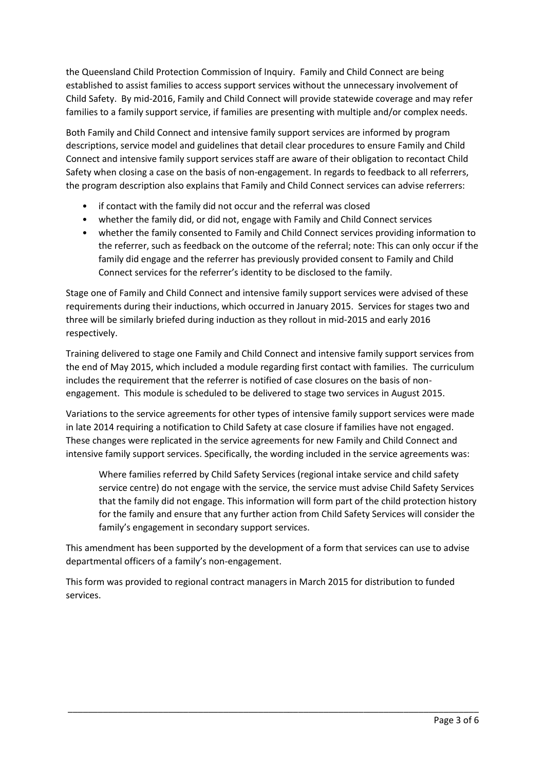the Queensland Child Protection Commission of Inquiry. Family and Child Connect are being established to assist families to access support services without the unnecessary involvement of Child Safety. By mid-2016, Family and Child Connect will provide statewide coverage and may refer families to a family support service, if families are presenting with multiple and/or complex needs.

Both Family and Child Connect and intensive family support services are informed by program descriptions, service model and guidelines that detail clear procedures to ensure Family and Child Connect and intensive family support services staff are aware of their obligation to recontact Child Safety when closing a case on the basis of non-engagement. In regards to feedback to all referrers, the program description also explains that Family and Child Connect services can advise referrers:

- if contact with the family did not occur and the referral was closed
- whether the family did, or did not, engage with Family and Child Connect services
- whether the family consented to Family and Child Connect services providing information to the referrer, such as feedback on the outcome of the referral; note: This can only occur if the family did engage and the referrer has previously provided consent to Family and Child Connect services for the referrer's identity to be disclosed to the family.

Stage one of Family and Child Connect and intensive family support services were advised of these requirements during their inductions, which occurred in January 2015. Services for stages two and three will be similarly briefed during induction as they rollout in mid-2015 and early 2016 respectively.

Training delivered to stage one Family and Child Connect and intensive family support services from the end of May 2015, which included a module regarding first contact with families. The curriculum includes the requirement that the referrer is notified of case closures on the basis of non-engagement. This module is scheduled to be delivered to stage two services in August 2015.

Variations to the service agreements for other types of intensive family support services were made in late 2014 requiring a notification to Child Safety at case closure if families have not engaged. These changes were replicated in the service agreements for new Family and Child Connect and intensive family support services. Specifically, the wording included in the service agreements was:

> Where families referred by Child Safety Services (regional intake service and child safety service centre) do not engage with the service, the service must advise Child Safety Services that the family did not engage. This information will form part of the child protection history for the family and ensure that any further action from Child Safety Services will consider the family's engagement in secondary support services.

This amendment has been supported by the development of a form that services can use to advise departmental officers of a family's non-engagement.

This form was provided to regional contract managers in March 2015 for distribution to funded services.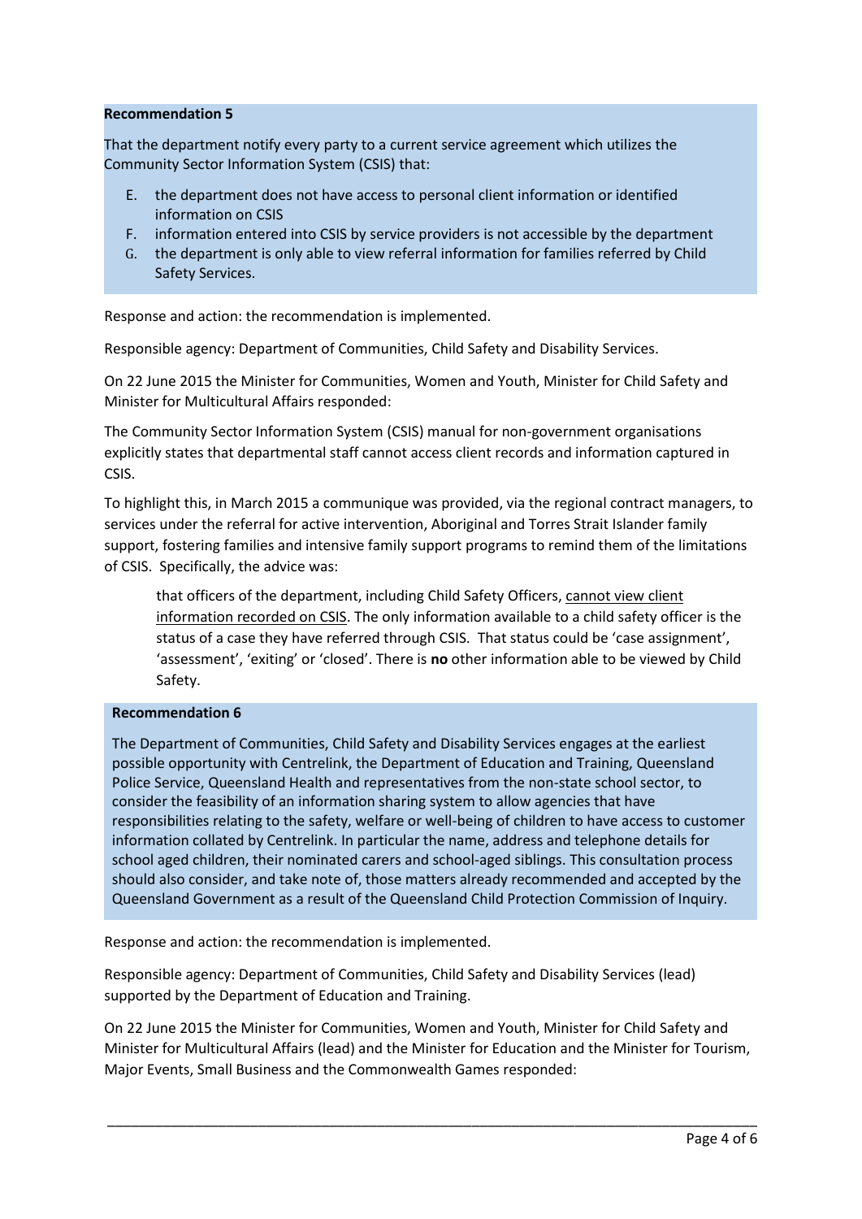**Recommendation 5**

That the department notify every party to a current service agreement which utilizes the Community Sector Information System (CSIS) that:

E. the department does not have access to personal client information or identified information on CSIS
F. information entered into CSIS by service providers is not accessible by the department
G. the department is only able to view referral information for families referred by Child Safety Services.

Response and action: the recommendation is implemented.

Responsible agency: Department of Communities, Child Safety and Disability Services.

On 22 June 2015 the Minister for Communities, Women and Youth, Minister for Child Safety and Minister for Multicultural Affairs responded:

The Community Sector Information System (CSIS) manual for non-government organisations explicitly states that departmental staff cannot access client records and information captured in CSIS.

To highlight this, in March 2015 a communique was provided, via the regional contract managers, to services under the referral for active intervention, Aboriginal and Torres Strait Islander family support, fostering families and intensive family support programs to remind them of the limitations of CSIS. Specifically, the advice was:

> that officers of the department, including Child Safety Officers, cannot view client information recorded on CSIS. The only information available to a child safety officer is the status of a case they have referred through CSIS. That status could be 'case assignment', 'assessment', 'exiting' or 'closed'. There is **no** other information able to be viewed by Child Safety.

**Recommendation 6**

The Department of Communities, Child Safety and Disability Services engages at the earliest possible opportunity with Centrelink, the Department of Education and Training, Queensland Police Service, Queensland Health and representatives from the non-state school sector, to consider the feasibility of an information sharing system to allow agencies that have responsibilities relating to the safety, welfare or well-being of children to have access to customer information collated by Centrelink. In particular the name, address and telephone details for school aged children, their nominated carers and school-aged siblings. This consultation process should also consider, and take note of, those matters already recommended and accepted by the Queensland Government as a result of the Queensland Child Protection Commission of Inquiry.

Response and action: the recommendation is implemented.

Responsible agency: Department of Communities, Child Safety and Disability Services (lead) supported by the Department of Education and Training.

On 22 June 2015 the Minister for Communities, Women and Youth, Minister for Child Safety and Minister for Multicultural Affairs (lead) and the Minister for Education and the Minister for Tourism, Major Events, Small Business and the Commonwealth Games responded: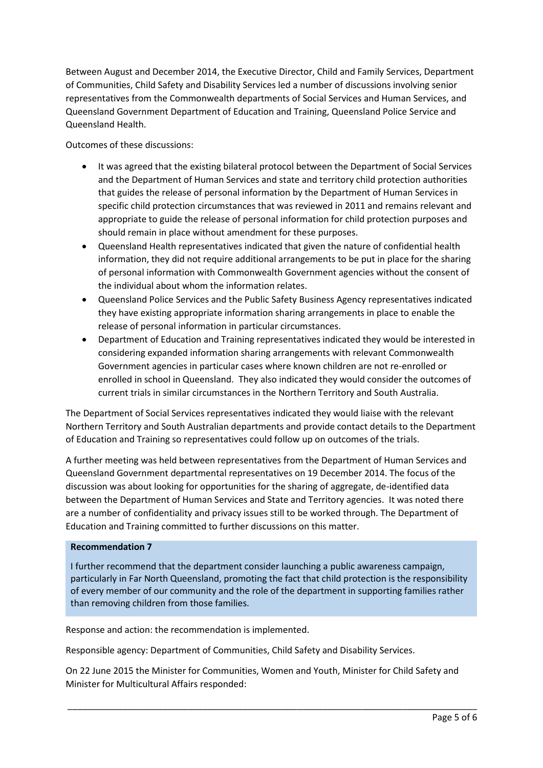Between August and December 2014, the Executive Director, Child and Family Services, Department of Communities, Child Safety and Disability Services led a number of discussions involving senior representatives from the Commonwealth departments of Social Services and Human Services, and Queensland Government Department of Education and Training, Queensland Police Service and Queensland Health.

Outcomes of these discussions:

- It was agreed that the existing bilateral protocol between the Department of Social Services and the Department of Human Services and state and territory child protection authorities that guides the release of personal information by the Department of Human Services in specific child protection circumstances that was reviewed in 2011 and remains relevant and appropriate to guide the release of personal information for child protection purposes and should remain in place without amendment for these purposes.
- Queensland Health representatives indicated that given the nature of confidential health information, they did not require additional arrangements to be put in place for the sharing of personal information with Commonwealth Government agencies without the consent of the individual about whom the information relates.
- Queensland Police Services and the Public Safety Business Agency representatives indicated they have existing appropriate information sharing arrangements in place to enable the release of personal information in particular circumstances.
- Department of Education and Training representatives indicated they would be interested in considering expanded information sharing arrangements with relevant Commonwealth Government agencies in particular cases where known children are not re-enrolled or enrolled in school in Queensland. They also indicated they would consider the outcomes of current trials in similar circumstances in the Northern Territory and South Australia.

The Department of Social Services representatives indicated they would liaise with the relevant Northern Territory and South Australian departments and provide contact details to the Department of Education and Training so representatives could follow up on outcomes of the trials.

A further meeting was held between representatives from the Department of Human Services and Queensland Government departmental representatives on 19 December 2014. The focus of the discussion was about looking for opportunities for the sharing of aggregate, de-identified data between the Department of Human Services and State and Territory agencies. It was noted there are a number of confidentiality and privacy issues still to be worked through. The Department of Education and Training committed to further discussions on this matter.

**Recommendation 7**

I further recommend that the department consider launching a public awareness campaign, particularly in Far North Queensland, promoting the fact that child protection is the responsibility of every member of our community and the role of the department in supporting families rather than removing children from those families.

Response and action: the recommendation is implemented.

Responsible agency: Department of Communities, Child Safety and Disability Services.

On 22 June 2015 the Minister for Communities, Women and Youth, Minister for Child Safety and Minister for Multicultural Affairs responded: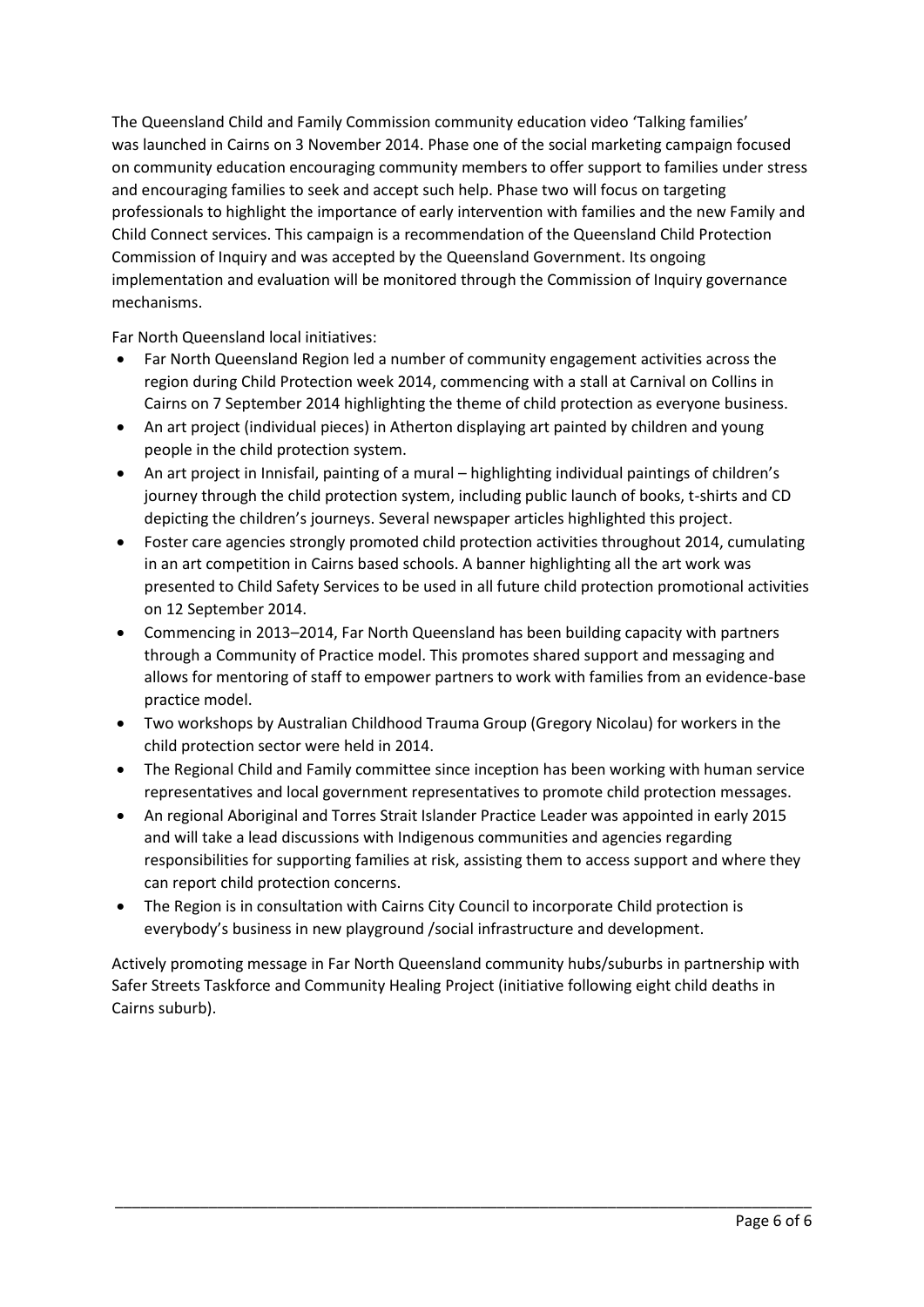The Queensland Child and Family Commission community education video 'Talking families' was launched in Cairns on 3 November 2014. Phase one of the social marketing campaign focused on community education encouraging community members to offer support to families under stress and encouraging families to seek and accept such help. Phase two will focus on targeting professionals to highlight the importance of early intervention with families and the new Family and Child Connect services. This campaign is a recommendation of the Queensland Child Protection Commission of Inquiry and was accepted by the Queensland Government. Its ongoing implementation and evaluation will be monitored through the Commission of Inquiry governance mechanisms.

Far North Queensland local initiatives:

- Far North Queensland Region led a number of community engagement activities across the region during Child Protection week 2014, commencing with a stall at Carnival on Collins in Cairns on 7 September 2014 highlighting the theme of child protection as everyone business.
- An art project (individual pieces) in Atherton displaying art painted by children and young people in the child protection system.
- An art project in Innisfail, painting of a mural – highlighting individual paintings of children's journey through the child protection system, including public launch of books, t-shirts and CD depicting the children's journeys. Several newspaper articles highlighted this project.
- Foster care agencies strongly promoted child protection activities throughout 2014, cumulating in an art competition in Cairns based schools. A banner highlighting all the art work was presented to Child Safety Services to be used in all future child protection promotional activities on 12 September 2014.
- Commencing in 2013–2014, Far North Queensland has been building capacity with partners through a Community of Practice model. This promotes shared support and messaging and allows for mentoring of staff to empower partners to work with families from an evidence-base practice model.
- Two workshops by Australian Childhood Trauma Group (Gregory Nicolau) for workers in the child protection sector were held in 2014.
- The Regional Child and Family committee since inception has been working with human service representatives and local government representatives to promote child protection messages.
- An regional Aboriginal and Torres Strait Islander Practice Leader was appointed in early 2015 and will take a lead discussions with Indigenous communities and agencies regarding responsibilities for supporting families at risk, assisting them to access support and where they can report child protection concerns.
- The Region is in consultation with Cairns City Council to incorporate Child protection is everybody's business in new playground /social infrastructure and development.

Actively promoting message in Far North Queensland community hubs/suburbs in partnership with Safer Streets Taskforce and Community Healing Project (initiative following eight child deaths in Cairns suburb).